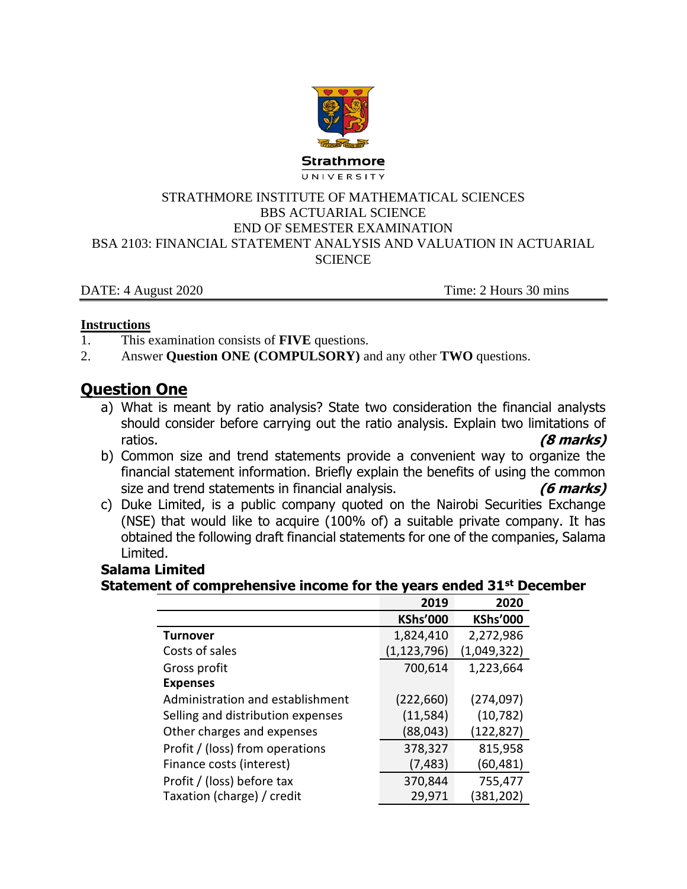Strathmore
UNIVERSITY

STRATHMORE INSTITUTE OF MATHEMATICAL SCIENCES
BBS ACTUARIAL SCIENCE
END OF SEMESTER EXAMINATION
BSA 2103: FINANCIAL STATEMENT ANALYSIS AND VALUATION IN ACTUARIAL SCIENCE

DATE: 4 August 2020 Time: 2 Hours 30 mins

**Instructions**

1. This examination consists of **FIVE** questions.
2. Answer **Question ONE (COMPULSORY)** and any other **TWO** questions.

## Question One

a) What is meant by ratio analysis? State two consideration the financial analysts should consider before carrying out the ratio analysis. Explain two limitations of ratios. ***(8 marks)***

b) Common size and trend statements provide a convenient way to organize the financial statement information. Briefly explain the benefits of using the common size and trend statements in financial analysis. ***(6 marks)***

c) Duke Limited, is a public company quoted on the Nairobi Securities Exchange (NSE) that would like to acquire (100% of) a suitable private company. It has obtained the following draft financial statements for one of the companies, Salama Limited.

**Salama Limited**

**Statement of comprehensive income for the years ended 31st December**

| | 2019 | 2020 |
|---|---|---|
| | **KShs'000** | **KShs'000** |
| **Turnover** | 1,824,410 | 2,272,986 |
| Costs of sales | (1,123,796) | (1,049,322) |
| Gross profit | 700,614 | 1,223,664 |
| **Expenses** | | |
| Administration and establishment | (222,660) | (274,097) |
| Selling and distribution expenses | (11,584) | (10,782) |
| Other charges and expenses | (88,043) | (122,827) |
| Profit / (loss) from operations | 378,327 | 815,958 |
| Finance costs (interest) | (7,483) | (60,481) |
| Profit / (loss) before tax | 370,844 | 755,477 |
| Taxation (charge) / credit | 29,971 | (381,202) |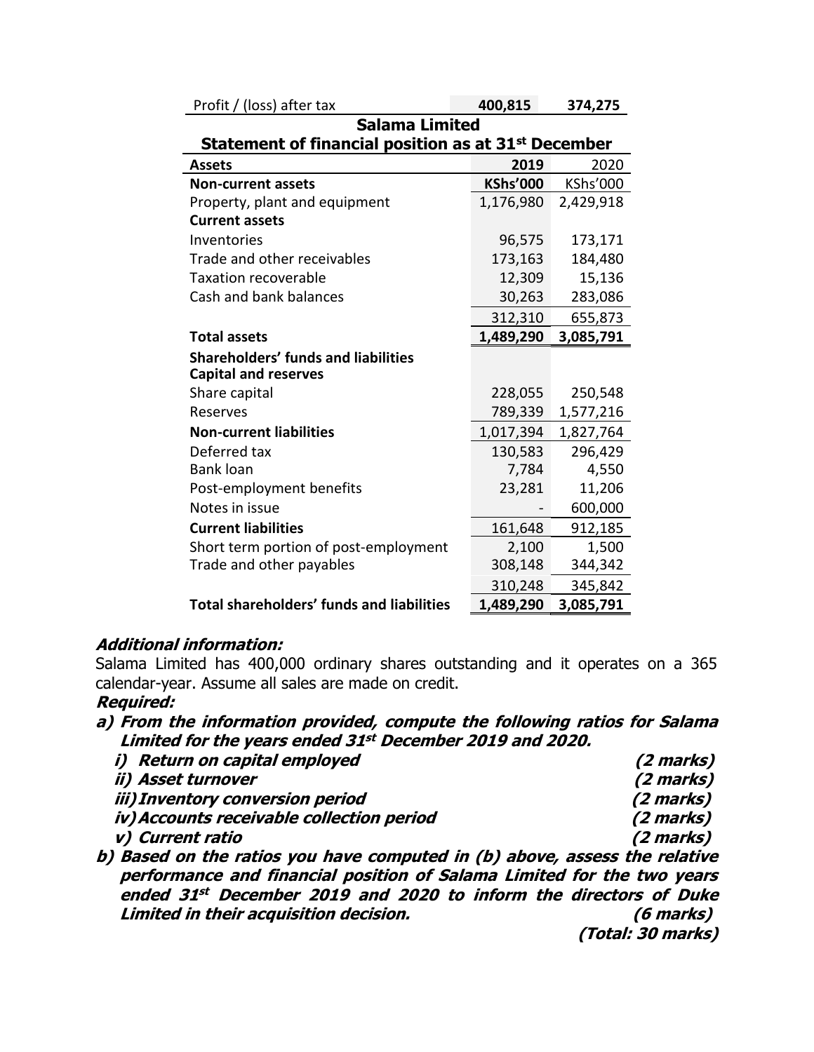| Profit / (loss) after tax | 400,815 | 374,275 |
|---|---|---|

**Salama Limited**

**Statement of financial position as at 31st December**

| **Assets** | **2019** | 2020 |
|---|---|---|
| **Non-current assets** | **KShs'000** | KShs'000 |
| Property, plant and equipment | 1,176,980 | 2,429,918 |
| **Current assets** | | |
| Inventories | 96,575 | 173,171 |
| Trade and other receivables | 173,163 | 184,480 |
| Taxation recoverable | 12,309 | 15,136 |
| Cash and bank balances | 30,263 | 283,086 |
| | 312,310 | 655,873 |
| **Total assets** | **1,489,290** | **3,085,791** |
| **Shareholders' funds and liabilities** | | |
| **Capital and reserves** | | |
| Share capital | 228,055 | 250,548 |
| Reserves | 789,339 | 1,577,216 |
| **Non-current liabilities** | 1,017,394 | 1,827,764 |
| Deferred tax | 130,583 | 296,429 |
| Bank loan | 7,784 | 4,550 |
| Post-employment benefits | 23,281 | 11,206 |
| Notes in issue | - | 600,000 |
| **Current liabilities** | 161,648 | 912,185 |
| Short term portion of post-employment | 2,100 | 1,500 |
| Trade and other payables | 308,148 | 344,342 |
| | 310,248 | 345,842 |
| **Total shareholders' funds and liabilities** | **1,489,290** | **3,085,791** |

***Additional information:***

Salama Limited has 400,000 ordinary shares outstanding and it operates on a 365 calendar-year. Assume all sales are made on credit.

***Required:***

***a) From the information provided, compute the following ratios for Salama Limited for the years ended 31st December 2019 and 2020.***

- ***i) Return on capital employed*** ***(2 marks)***
- ***ii) Asset turnover*** ***(2 marks)***
- ***iii) Inventory conversion period*** ***(2 marks)***
- ***iv) Accounts receivable collection period*** ***(2 marks)***
- ***v) Current ratio*** ***(2 marks)***

***b) Based on the ratios you have computed in (b) above, assess the relative performance and financial position of Salama Limited for the two years ended 31st December 2019 and 2020 to inform the directors of Duke Limited in their acquisition decision.*** ***(6 marks)***

***(Total: 30 marks)***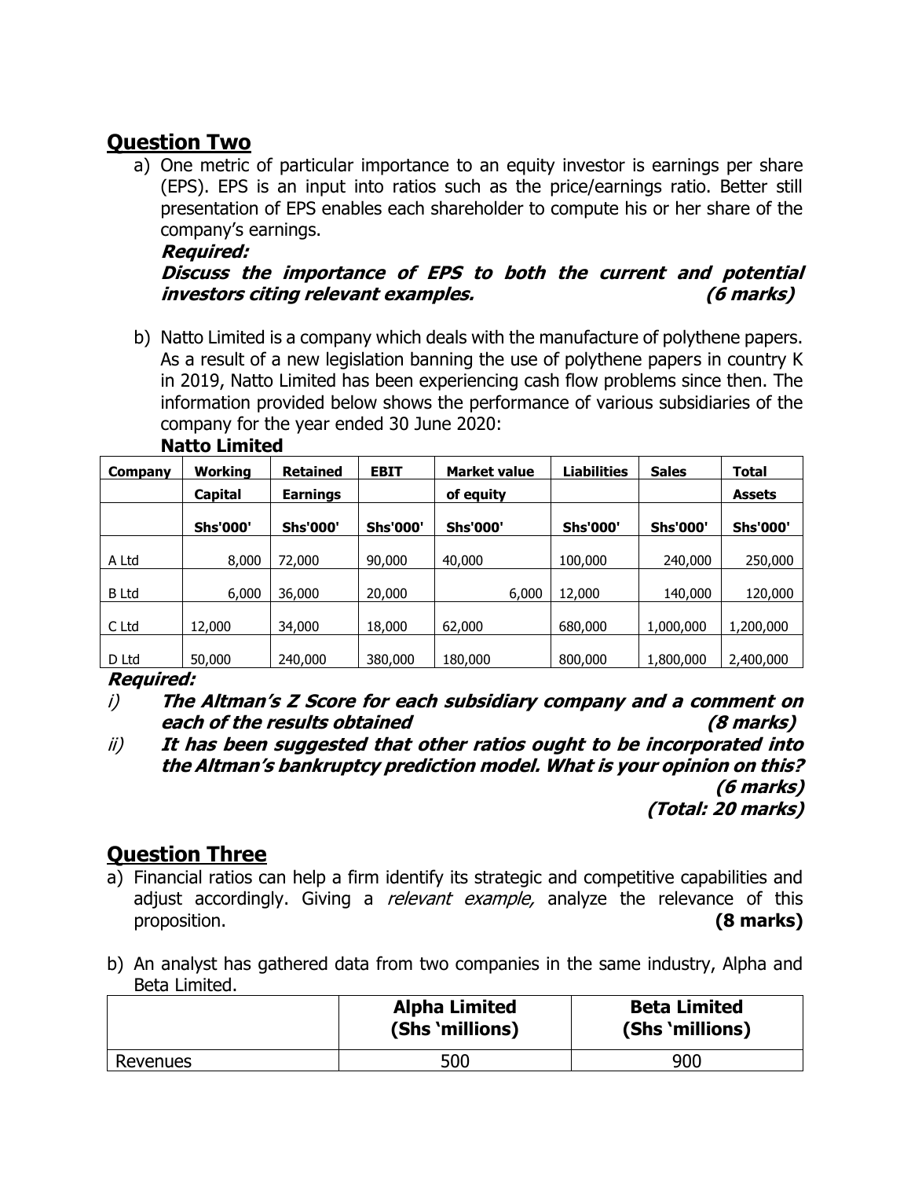## Question Two

a) One metric of particular importance to an equity investor is earnings per share (EPS). EPS is an input into ratios such as the price/earnings ratio. Better still presentation of EPS enables each shareholder to compute his or her share of the company's earnings.

***Required:***

***Discuss the importance of EPS to both the current and potential investors citing relevant examples.*** ***(6 marks)***

b) Natto Limited is a company which deals with the manufacture of polythene papers. As a result of a new legislation banning the use of polythene papers in country K in 2019, Natto Limited has been experiencing cash flow problems since then. The information provided below shows the performance of various subsidiaries of the company for the year ended 30 June 2020:

**Natto Limited**

| Company | Working Capital | Retained Earnings | EBIT | Market value of equity | Liabilities | Sales | Total Assets |
|---|---|---|---|---|---|---|---|
| | Shs'000' | Shs'000' | Shs'000' | Shs'000' | Shs'000' | Shs'000' | Shs'000' |
| A Ltd | 8,000 | 72,000 | 90,000 | 40,000 | 100,000 | 240,000 | 250,000 |
| B Ltd | 6,000 | 36,000 | 20,000 | 6,000 | 12,000 | 140,000 | 120,000 |
| C Ltd | 12,000 | 34,000 | 18,000 | 62,000 | 680,000 | 1,000,000 | 1,200,000 |
| D Ltd | 50,000 | 240,000 | 380,000 | 180,000 | 800,000 | 1,800,000 | 2,400,000 |

***Required:***

*i)* ***The Altman's Z Score for each subsidiary company and a comment on each of the results obtained*** ***(8 marks)***

*ii)* ***It has been suggested that other ratios ought to be incorporated into the Altman's bankruptcy prediction model. What is your opinion on this?*** ***(6 marks)***

***(Total: 20 marks)***

## Question Three

a) Financial ratios can help a firm identify its strategic and competitive capabilities and adjust accordingly. Giving a *relevant example,* analyze the relevance of this proposition. **(8 marks)**

b) An analyst has gathered data from two companies in the same industry, Alpha and Beta Limited.

| | Alpha Limited (Shs 'millions) | Beta Limited (Shs 'millions) |
|---|---|---|
| Revenues | 500 | 900 |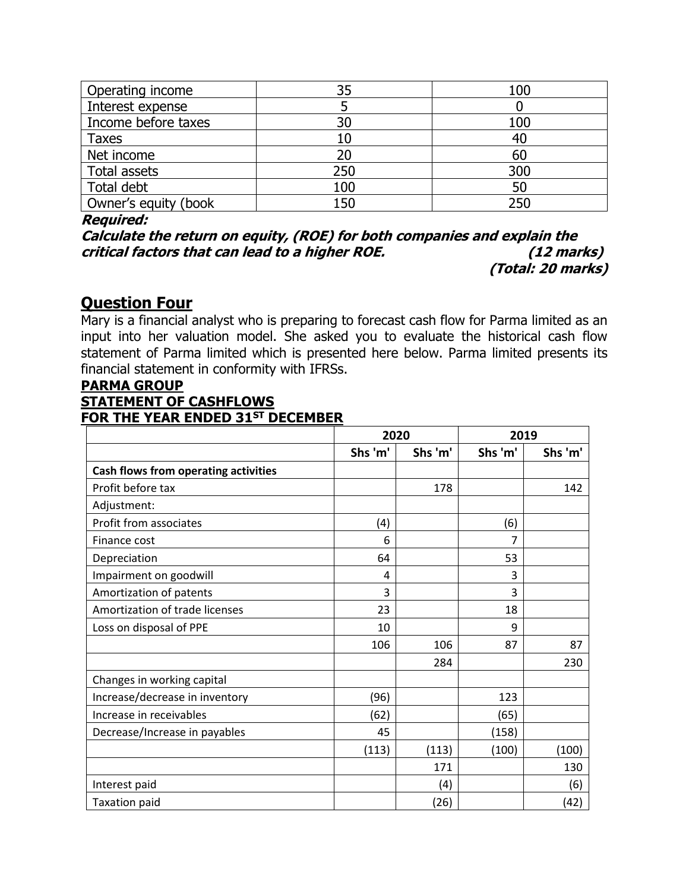| Operating income | 35 | 100 |
|---|---|---|
| Interest expense | 5 | 0 |
| Income before taxes | 30 | 100 |
| Taxes | 10 | 40 |
| Net income | 20 | 60 |
| Total assets | 250 | 300 |
| Total debt | 100 | 50 |
| Owner's equity (book | 150 | 250 |

***Required:***

***Calculate the return on equity, (ROE) for both companies and explain the critical factors that can lead to a higher ROE.*** ***(12 marks)***

***(Total: 20 marks)***

## Question Four

Mary is a financial analyst who is preparing to forecast cash flow for Parma limited as an input into her valuation model. She asked you to evaluate the historical cash flow statement of Parma limited which is presented here below. Parma limited presents its financial statement in conformity with IFRSs.

**PARMA GROUP**

**STATEMENT OF CASHFLOWS**

**FOR THE YEAR ENDED 31ST DECEMBER**

| | 2020 | | 2019 | |
|---|---|---|---|---|
| | Shs 'm' | Shs 'm' | Shs 'm' | Shs 'm' |
| **Cash flows from operating activities** | | | | |
| Profit before tax | | 178 | | 142 |
| Adjustment: | | | | |
| Profit from associates | (4) | | (6) | |
| Finance cost | 6 | | 7 | |
| Depreciation | 64 | | 53 | |
| Impairment on goodwill | 4 | | 3 | |
| Amortization of patents | 3 | | 3 | |
| Amortization of trade licenses | 23 | | 18 | |
| Loss on disposal of PPE | 10 | | 9 | |
| | 106 | 106 | 87 | 87 |
| | | 284 | | 230 |
| Changes in working capital | | | | |
| Increase/decrease in inventory | (96) | | 123 | |
| Increase in receivables | (62) | | (65) | |
| Decrease/Increase in payables | 45 | | (158) | |
| | (113) | (113) | (100) | (100) |
| | | 171 | | 130 |
| Interest paid | | (4) | | (6) |
| Taxation paid | | (26) | | (42) |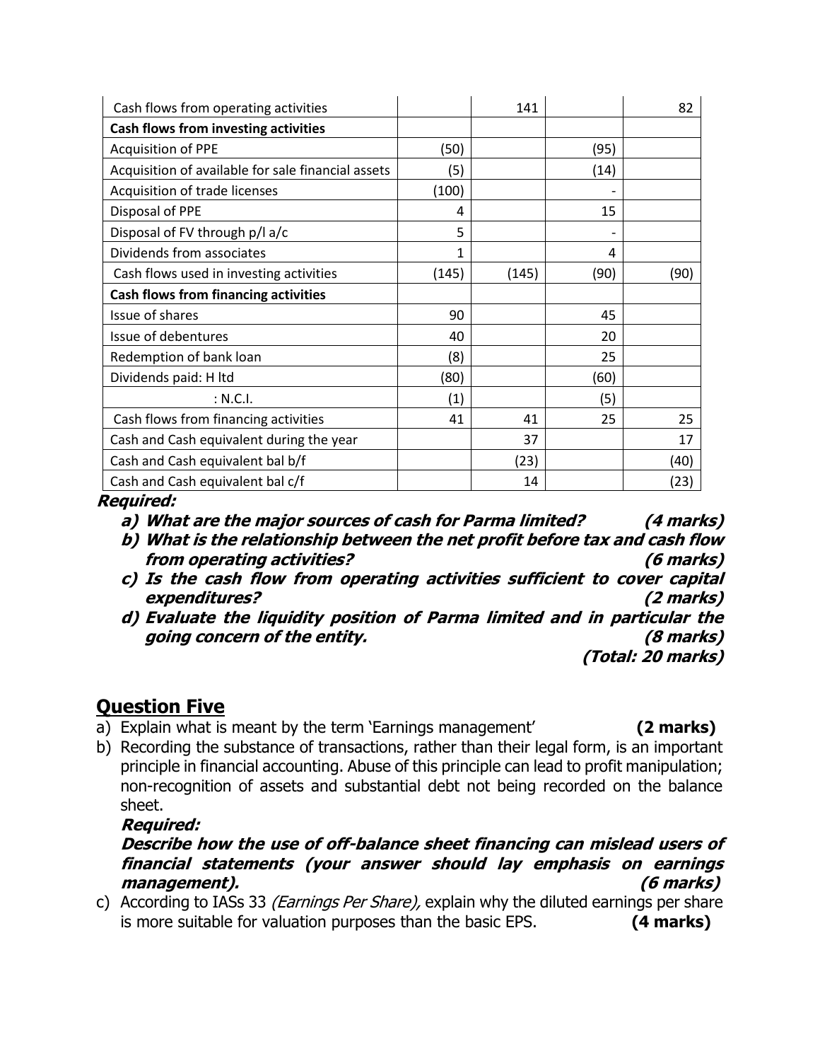| | | | | |
|---|---|---|---|---|
| Cash flows from operating activities | | 141 | | 82 |
| **Cash flows from investing activities** | | | | |
| Acquisition of PPE | (50) | | (95) | |
| Acquisition of available for sale financial assets | (5) | | (14) | |
| Acquisition of trade licenses | (100) | | - | |
| Disposal of PPE | 4 | | 15 | |
| Disposal of FV through p/l a/c | 5 | | - | |
| Dividends from associates | 1 | | 4 | |
| Cash flows used in investing activities | (145) | (145) | (90) | (90) |
| **Cash flows from financing activities** | | | | |
| Issue of shares | 90 | | 45 | |
| Issue of debentures | 40 | | 20 | |
| Redemption of bank loan | (8) | | 25 | |
| Dividends paid: H ltd | (80) | | (60) | |
| : N.C.I. | (1) | | (5) | |
| Cash flows from financing activities | 41 | 41 | 25 | 25 |
| Cash and Cash equivalent during the year | | 37 | | 17 |
| Cash and Cash equivalent bal b/f | | (23) | | (40) |
| Cash and Cash equivalent bal c/f | | 14 | | (23) |

***Required:***

***a) What are the major sources of cash for Parma limited? (4 marks)***

***b) What is the relationship between the net profit before tax and cash flow from operating activities? (6 marks)***

***c) Is the cash flow from operating activities sufficient to cover capital expenditures? (2 marks)***

***d) Evaluate the liquidity position of Parma limited and in particular the going concern of the entity. (8 marks)***

***(Total: 20 marks)***

## Question Five

a) Explain what is meant by the term 'Earnings management' **(2 marks)**

b) Recording the substance of transactions, rather than their legal form, is an important principle in financial accounting. Abuse of this principle can lead to profit manipulation; non-recognition of assets and substantial debt not being recorded on the balance sheet.

***Required:***

***Describe how the use of off-balance sheet financing can mislead users of financial statements (your answer should lay emphasis on earnings management). (6 marks)***

c) According to IASs 33 *(Earnings Per Share),* explain why the diluted earnings per share is more suitable for valuation purposes than the basic EPS. **(4 marks)**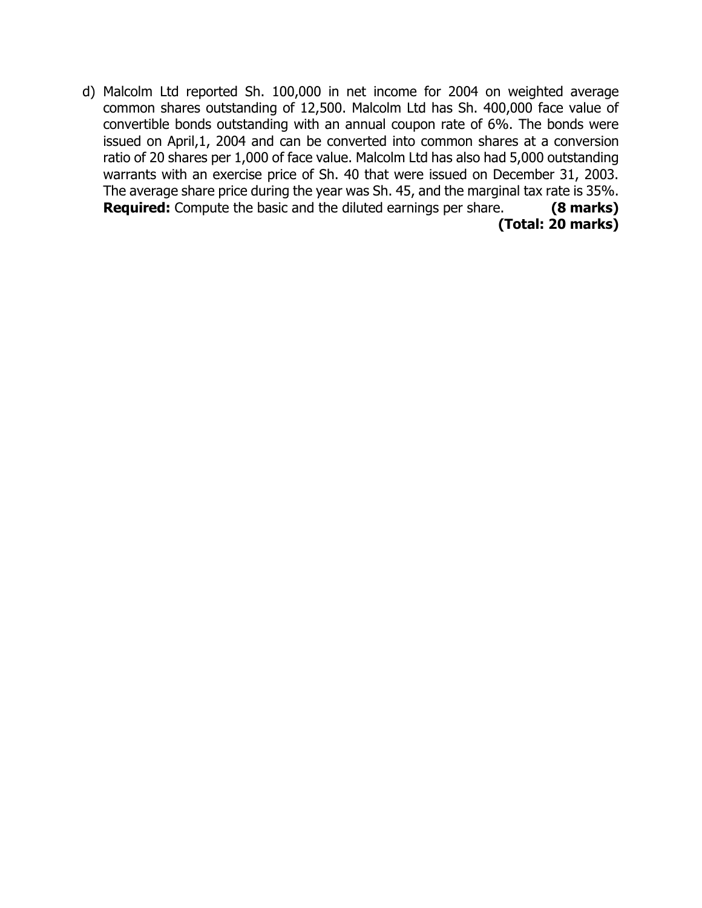d) Malcolm Ltd reported Sh. 100,000 in net income for 2004 on weighted average common shares outstanding of 12,500. Malcolm Ltd has Sh. 400,000 face value of convertible bonds outstanding with an annual coupon rate of 6%. The bonds were issued on April,1, 2004 and can be converted into common shares at a conversion ratio of 20 shares per 1,000 of face value. Malcolm Ltd has also had 5,000 outstanding warrants with an exercise price of Sh. 40 that were issued on December 31, 2003. The average share price during the year was Sh. 45, and the marginal tax rate is 35%.
**Required:** Compute the basic and the diluted earnings per share. **(8 marks)**

**(Total: 20 marks)**